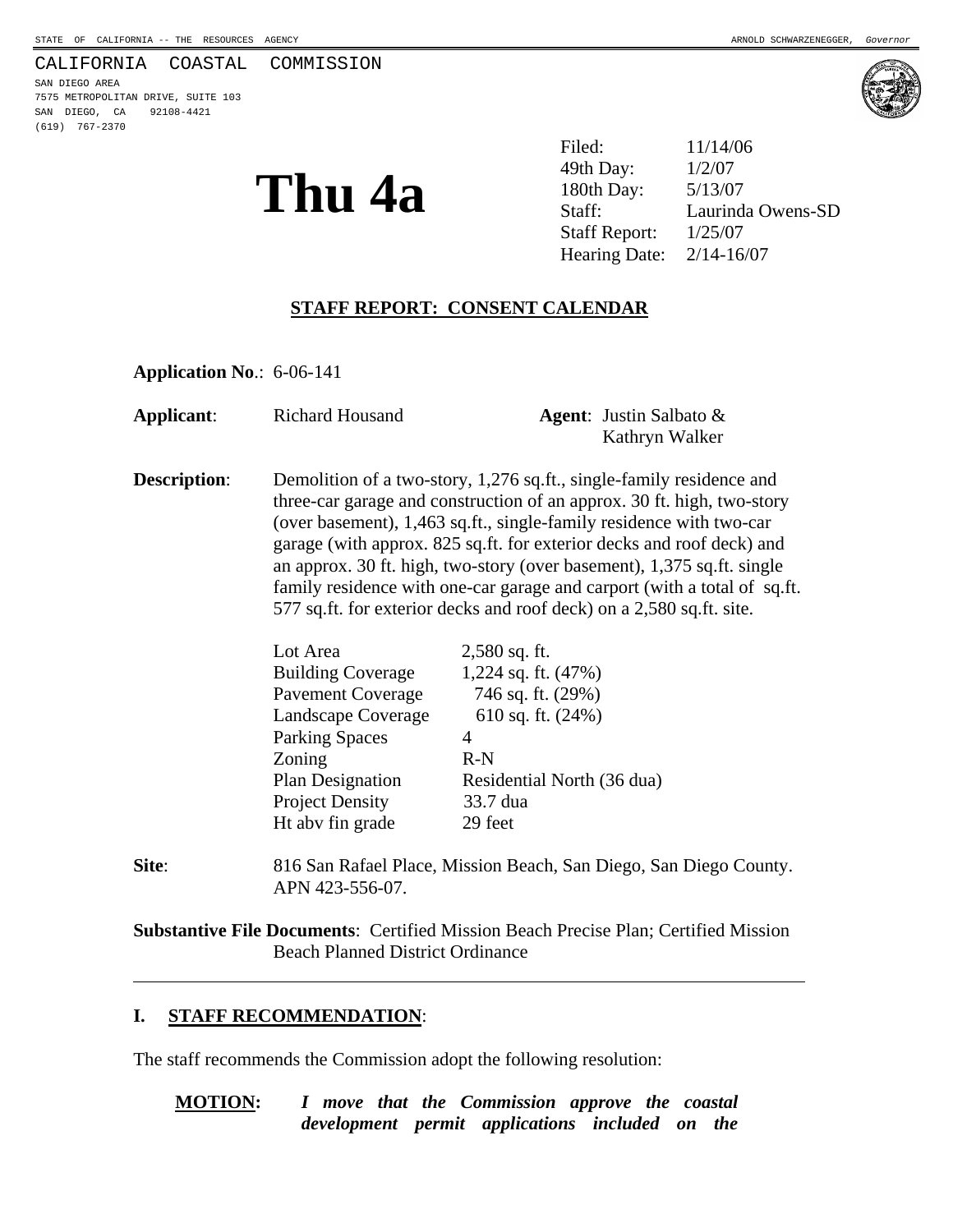STATE OF CALIFORNIA -- THE RESOURCES AGENCY ARNOLD SCHWARZENEGGER, *Governor*

CALIFORNIA COASTAL COMMISSION
SAN DIEGO AREA
7575 METROPOLITAN DRIVE, SUITE 103
SAN DIEGO, CA 92108-4421
(619) 767-2370

# Thu 4a

Filed: 11/14/06
49th Day: 1/2/07
180th Day: 5/13/07
Staff: Laurinda Owens-SD
Staff Report: 1/25/07
Hearing Date: 2/14-16/07

## STAFF REPORT: CONSENT CALENDAR

**Application No**.: 6-06-141

**Applicant**: Richard Housand **Agent**: Justin Salbato & Kathryn Walker

**Description**: Demolition of a two-story, 1,276 sq.ft., single-family residence and three-car garage and construction of an approx. 30 ft. high, two-story (over basement), 1,463 sq.ft., single-family residence with two-car garage (with approx. 825 sq.ft. for exterior decks and roof deck) and an approx. 30 ft. high, two-story (over basement), 1,375 sq.ft. single family residence with one-car garage and carport (with a total of sq.ft. 577 sq.ft. for exterior decks and roof deck) on a 2,580 sq.ft. site.

| | |
|---|---|
| Lot Area | 2,580 sq. ft. |
| Building Coverage | 1,224 sq. ft. (47%) |
| Pavement Coverage | 746 sq. ft. (29%) |
| Landscape Coverage | 610 sq. ft. (24%) |
| Parking Spaces | 4 |
| Zoning | R-N |
| Plan Designation | Residential North (36 dua) |
| Project Density | 33.7 dua |
| Ht abv fin grade | 29 feet |

**Site**: 816 San Rafael Place, Mission Beach, San Diego, San Diego County. APN 423-556-07.

**Substantive File Documents**: Certified Mission Beach Precise Plan; Certified Mission Beach Planned District Ordinance

---

## I. STAFF RECOMMENDATION:

The staff recommends the Commission adopt the following resolution:

**MOTION:** ***I move that the Commission approve the coastal development permit applications included on the***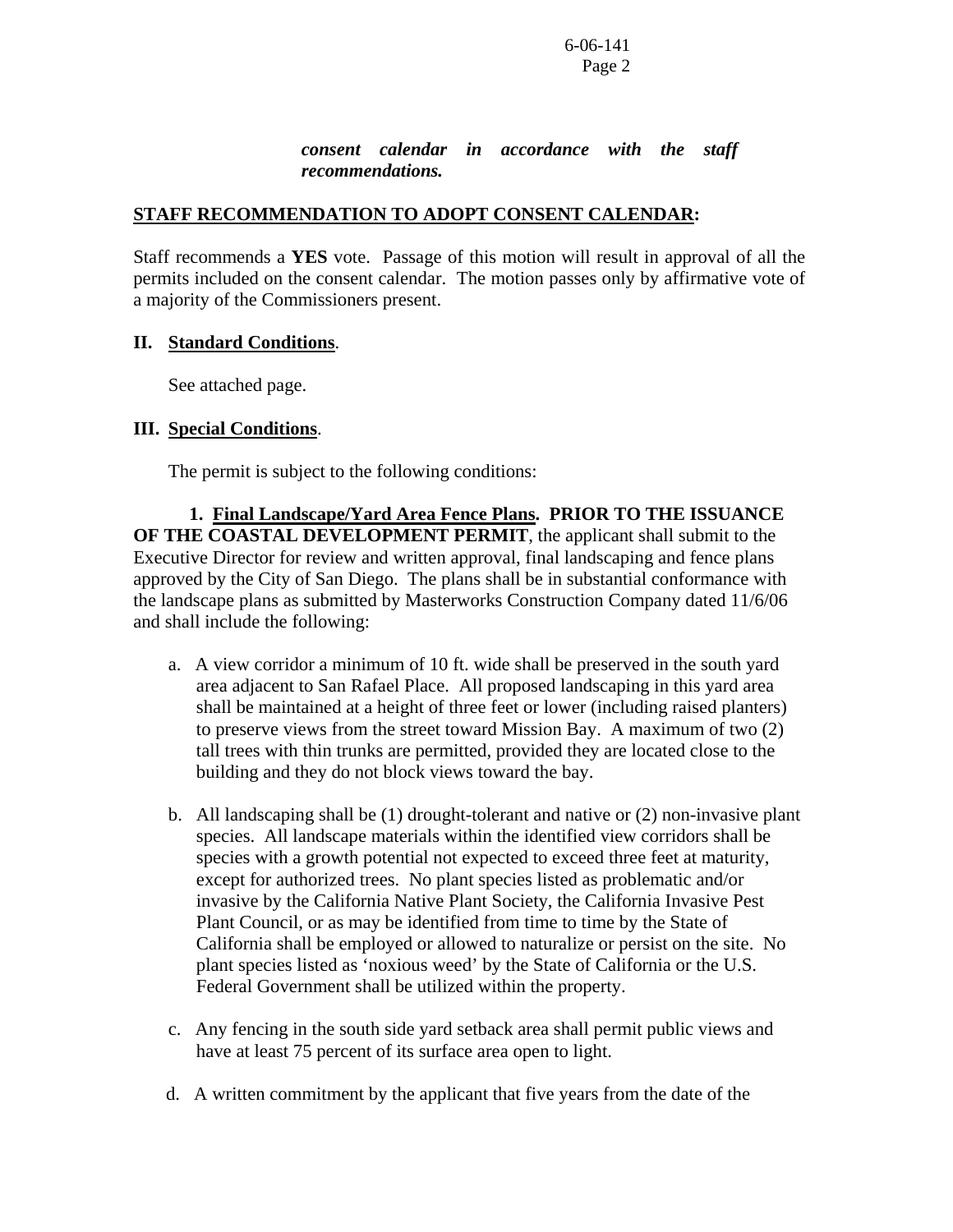*consent calendar in accordance with the staff recommendations.*

**STAFF RECOMMENDATION TO ADOPT CONSENT CALENDAR:**

Staff recommends a **YES** vote. Passage of this motion will result in approval of all the permits included on the consent calendar. The motion passes only by affirmative vote of a majority of the Commissioners present.

**II. Standard Conditions**.

See attached page.

**III. Special Conditions**.

The permit is subject to the following conditions:

**1. Final Landscape/Yard Area Fence Plans. PRIOR TO THE ISSUANCE OF THE COASTAL DEVELOPMENT PERMIT**, the applicant shall submit to the Executive Director for review and written approval, final landscaping and fence plans approved by the City of San Diego. The plans shall be in substantial conformance with the landscape plans as submitted by Masterworks Construction Company dated 11/6/06 and shall include the following:

a. A view corridor a minimum of 10 ft. wide shall be preserved in the south yard area adjacent to San Rafael Place. All proposed landscaping in this yard area shall be maintained at a height of three feet or lower (including raised planters) to preserve views from the street toward Mission Bay. A maximum of two (2) tall trees with thin trunks are permitted, provided they are located close to the building and they do not block views toward the bay.

b. All landscaping shall be (1) drought-tolerant and native or (2) non-invasive plant species. All landscape materials within the identified view corridors shall be species with a growth potential not expected to exceed three feet at maturity, except for authorized trees. No plant species listed as problematic and/or invasive by the California Native Plant Society, the California Invasive Pest Plant Council, or as may be identified from time to time by the State of California shall be employed or allowed to naturalize or persist on the site. No plant species listed as 'noxious weed' by the State of California or the U.S. Federal Government shall be utilized within the property.

c. Any fencing in the south side yard setback area shall permit public views and have at least 75 percent of its surface area open to light.

d. A written commitment by the applicant that five years from the date of the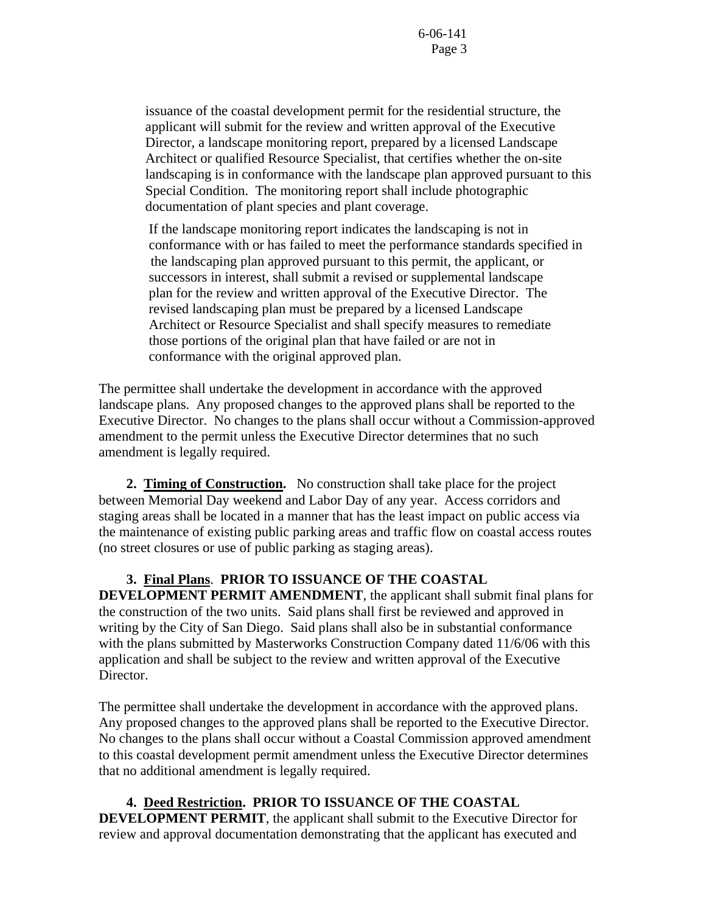issuance of the coastal development permit for the residential structure, the applicant will submit for the review and written approval of the Executive Director, a landscape monitoring report, prepared by a licensed Landscape Architect or qualified Resource Specialist, that certifies whether the on-site landscaping is in conformance with the landscape plan approved pursuant to this Special Condition. The monitoring report shall include photographic documentation of plant species and plant coverage.

If the landscape monitoring report indicates the landscaping is not in conformance with or has failed to meet the performance standards specified in the landscaping plan approved pursuant to this permit, the applicant, or successors in interest, shall submit a revised or supplemental landscape plan for the review and written approval of the Executive Director. The revised landscaping plan must be prepared by a licensed Landscape Architect or Resource Specialist and shall specify measures to remediate those portions of the original plan that have failed or are not in conformance with the original approved plan.

The permittee shall undertake the development in accordance with the approved landscape plans. Any proposed changes to the approved plans shall be reported to the Executive Director. No changes to the plans shall occur without a Commission-approved amendment to the permit unless the Executive Director determines that no such amendment is legally required.

**2. <u>Timing of Construction</u>.** No construction shall take place for the project between Memorial Day weekend and Labor Day of any year. Access corridors and staging areas shall be located in a manner that has the least impact on public access via the maintenance of existing public parking areas and traffic flow on coastal access routes (no street closures or use of public parking as staging areas).

**3. <u>Final Plans</u>. PRIOR TO ISSUANCE OF THE COASTAL DEVELOPMENT PERMIT AMENDMENT**, the applicant shall submit final plans for the construction of the two units. Said plans shall first be reviewed and approved in writing by the City of San Diego. Said plans shall also be in substantial conformance with the plans submitted by Masterworks Construction Company dated 11/6/06 with this application and shall be subject to the review and written approval of the Executive Director.

The permittee shall undertake the development in accordance with the approved plans. Any proposed changes to the approved plans shall be reported to the Executive Director. No changes to the plans shall occur without a Coastal Commission approved amendment to this coastal development permit amendment unless the Executive Director determines that no additional amendment is legally required.

**4. <u>Deed Restriction</u>. PRIOR TO ISSUANCE OF THE COASTAL DEVELOPMENT PERMIT**, the applicant shall submit to the Executive Director for review and approval documentation demonstrating that the applicant has executed and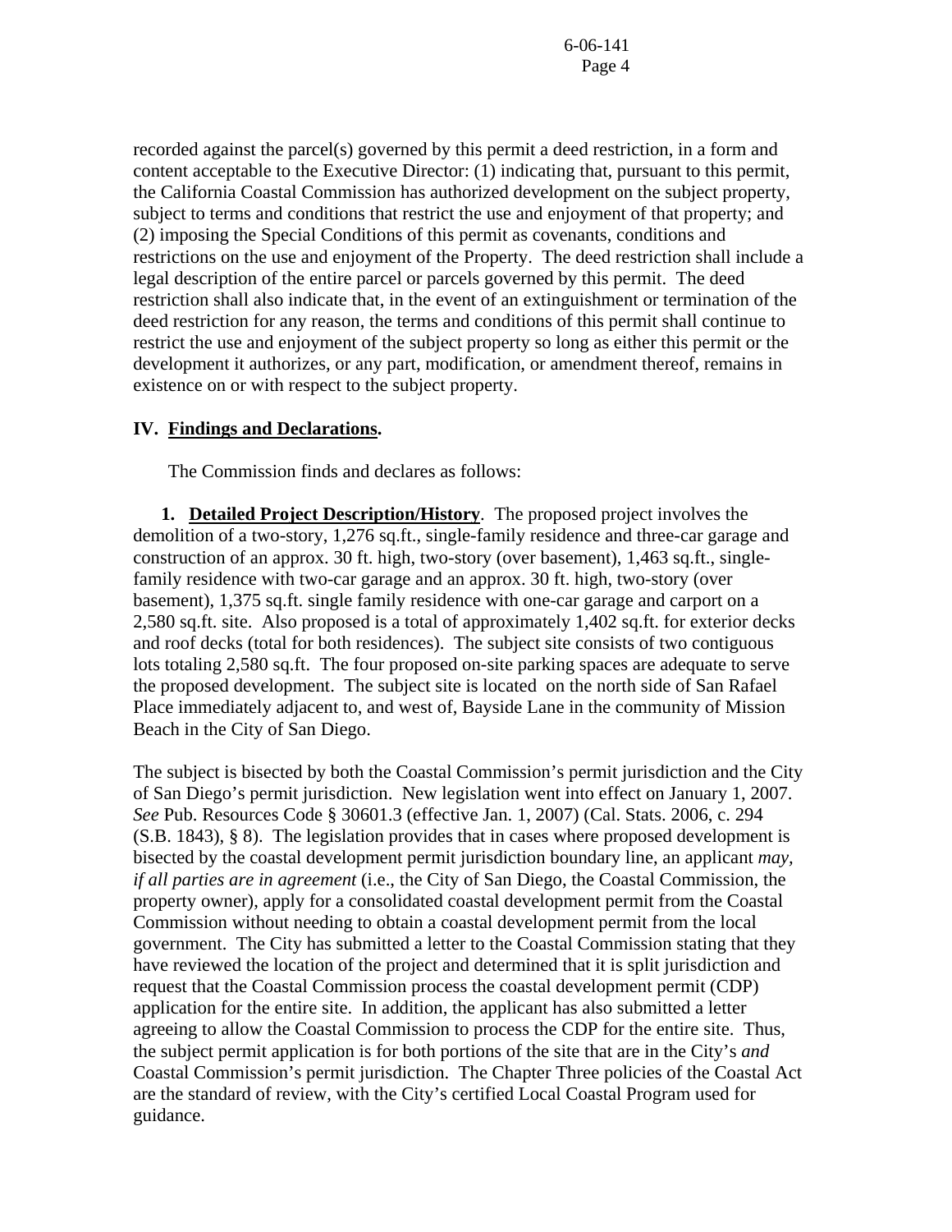recorded against the parcel(s) governed by this permit a deed restriction, in a form and content acceptable to the Executive Director: (1) indicating that, pursuant to this permit, the California Coastal Commission has authorized development on the subject property, subject to terms and conditions that restrict the use and enjoyment of that property; and (2) imposing the Special Conditions of this permit as covenants, conditions and restrictions on the use and enjoyment of the Property. The deed restriction shall include a legal description of the entire parcel or parcels governed by this permit. The deed restriction shall also indicate that, in the event of an extinguishment or termination of the deed restriction for any reason, the terms and conditions of this permit shall continue to restrict the use and enjoyment of the subject property so long as either this permit or the development it authorizes, or any part, modification, or amendment thereof, remains in existence on or with respect to the subject property.

## IV. Findings and Declarations.

The Commission finds and declares as follows:

**1. Detailed Project Description/History**. The proposed project involves the demolition of a two-story, 1,276 sq.ft., single-family residence and three-car garage and construction of an approx. 30 ft. high, two-story (over basement), 1,463 sq.ft., single-family residence with two-car garage and an approx. 30 ft. high, two-story (over basement), 1,375 sq.ft. single family residence with one-car garage and carport on a 2,580 sq.ft. site. Also proposed is a total of approximately 1,402 sq.ft. for exterior decks and roof decks (total for both residences). The subject site consists of two contiguous lots totaling 2,580 sq.ft. The four proposed on-site parking spaces are adequate to serve the proposed development. The subject site is located on the north side of San Rafael Place immediately adjacent to, and west of, Bayside Lane in the community of Mission Beach in the City of San Diego.

The subject is bisected by both the Coastal Commission's permit jurisdiction and the City of San Diego's permit jurisdiction. New legislation went into effect on January 1, 2007. *See* Pub. Resources Code § 30601.3 (effective Jan. 1, 2007) (Cal. Stats. 2006, c. 294 (S.B. 1843), § 8). The legislation provides that in cases where proposed development is bisected by the coastal development permit jurisdiction boundary line, an applicant *may*, *if all parties are in agreement* (i.e., the City of San Diego, the Coastal Commission, the property owner), apply for a consolidated coastal development permit from the Coastal Commission without needing to obtain a coastal development permit from the local government. The City has submitted a letter to the Coastal Commission stating that they have reviewed the location of the project and determined that it is split jurisdiction and request that the Coastal Commission process the coastal development permit (CDP) application for the entire site. In addition, the applicant has also submitted a letter agreeing to allow the Coastal Commission to process the CDP for the entire site. Thus, the subject permit application is for both portions of the site that are in the City's *and* Coastal Commission's permit jurisdiction. The Chapter Three policies of the Coastal Act are the standard of review, with the City's certified Local Coastal Program used for guidance.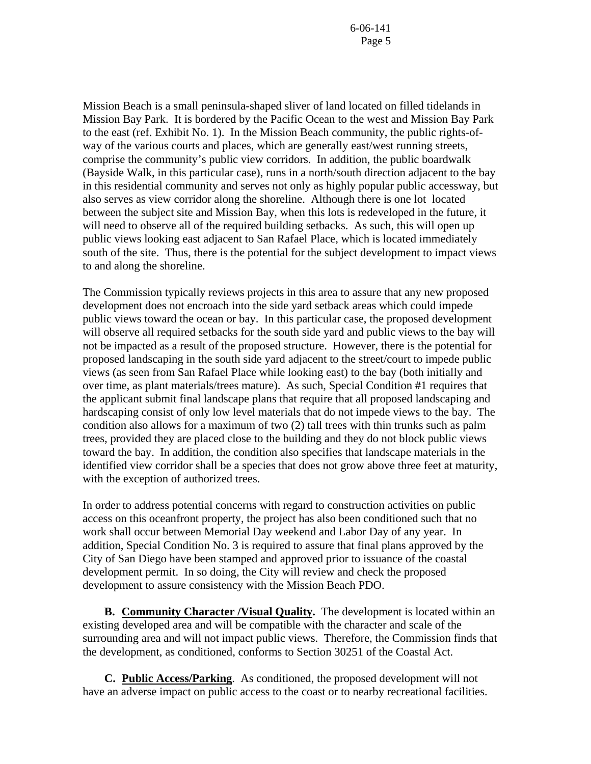Mission Beach is a small peninsula-shaped sliver of land located on filled tidelands in Mission Bay Park. It is bordered by the Pacific Ocean to the west and Mission Bay Park to the east (ref. Exhibit No. 1). In the Mission Beach community, the public rights-of-way of the various courts and places, which are generally east/west running streets, comprise the community's public view corridors. In addition, the public boardwalk (Bayside Walk, in this particular case), runs in a north/south direction adjacent to the bay in this residential community and serves not only as highly popular public accessway, but also serves as view corridor along the shoreline. Although there is one lot located between the subject site and Mission Bay, when this lots is redeveloped in the future, it will need to observe all of the required building setbacks. As such, this will open up public views looking east adjacent to San Rafael Place, which is located immediately south of the site. Thus, there is the potential for the subject development to impact views to and along the shoreline.

The Commission typically reviews projects in this area to assure that any new proposed development does not encroach into the side yard setback areas which could impede public views toward the ocean or bay. In this particular case, the proposed development will observe all required setbacks for the south side yard and public views to the bay will not be impacted as a result of the proposed structure. However, there is the potential for proposed landscaping in the south side yard adjacent to the street/court to impede public views (as seen from San Rafael Place while looking east) to the bay (both initially and over time, as plant materials/trees mature). As such, Special Condition #1 requires that the applicant submit final landscape plans that require that all proposed landscaping and hardscaping consist of only low level materials that do not impede views to the bay. The condition also allows for a maximum of two (2) tall trees with thin trunks such as palm trees, provided they are placed close to the building and they do not block public views toward the bay. In addition, the condition also specifies that landscape materials in the identified view corridor shall be a species that does not grow above three feet at maturity, with the exception of authorized trees.

In order to address potential concerns with regard to construction activities on public access on this oceanfront property, the project has also been conditioned such that no work shall occur between Memorial Day weekend and Labor Day of any year. In addition, Special Condition No. 3 is required to assure that final plans approved by the City of San Diego have been stamped and approved prior to issuance of the coastal development permit. In so doing, the City will review and check the proposed development to assure consistency with the Mission Beach PDO.

**B. <u>Community Character /Visual Quality</u>.** The development is located within an existing developed area and will be compatible with the character and scale of the surrounding area and will not impact public views. Therefore, the Commission finds that the development, as conditioned, conforms to Section 30251 of the Coastal Act.

**C. <u>Public Access/Parking</u>**. As conditioned, the proposed development will not have an adverse impact on public access to the coast or to nearby recreational facilities.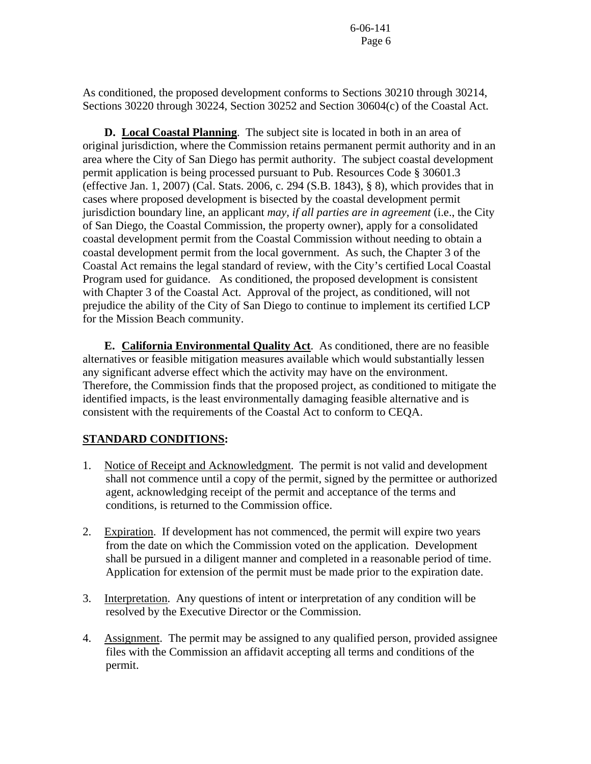As conditioned, the proposed development conforms to Sections 30210 through 30214, Sections 30220 through 30224, Section 30252 and Section 30604(c) of the Coastal Act.

**D. Local Coastal Planning**. The subject site is located in both in an area of original jurisdiction, where the Commission retains permanent permit authority and in an area where the City of San Diego has permit authority. The subject coastal development permit application is being processed pursuant to Pub. Resources Code § 30601.3 (effective Jan. 1, 2007) (Cal. Stats. 2006, c. 294 (S.B. 1843), § 8), which provides that in cases where proposed development is bisected by the coastal development permit jurisdiction boundary line, an applicant *may, if all parties are in agreement* (i.e., the City of San Diego, the Coastal Commission, the property owner), apply for a consolidated coastal development permit from the Coastal Commission without needing to obtain a coastal development permit from the local government. As such, the Chapter 3 of the Coastal Act remains the legal standard of review, with the City's certified Local Coastal Program used for guidance. As conditioned, the proposed development is consistent with Chapter 3 of the Coastal Act. Approval of the project, as conditioned, will not prejudice the ability of the City of San Diego to continue to implement its certified LCP for the Mission Beach community.

**E. California Environmental Quality Act**. As conditioned, there are no feasible alternatives or feasible mitigation measures available which would substantially lessen any significant adverse effect which the activity may have on the environment. Therefore, the Commission finds that the proposed project, as conditioned to mitigate the identified impacts, is the least environmentally damaging feasible alternative and is consistent with the requirements of the Coastal Act to conform to CEQA.

## STANDARD CONDITIONS:

1. Notice of Receipt and Acknowledgment. The permit is not valid and development shall not commence until a copy of the permit, signed by the permittee or authorized agent, acknowledging receipt of the permit and acceptance of the terms and conditions, is returned to the Commission office.

2. Expiration. If development has not commenced, the permit will expire two years from the date on which the Commission voted on the application. Development shall be pursued in a diligent manner and completed in a reasonable period of time. Application for extension of the permit must be made prior to the expiration date.

3. Interpretation. Any questions of intent or interpretation of any condition will be resolved by the Executive Director or the Commission.

4. Assignment. The permit may be assigned to any qualified person, provided assignee files with the Commission an affidavit accepting all terms and conditions of the permit.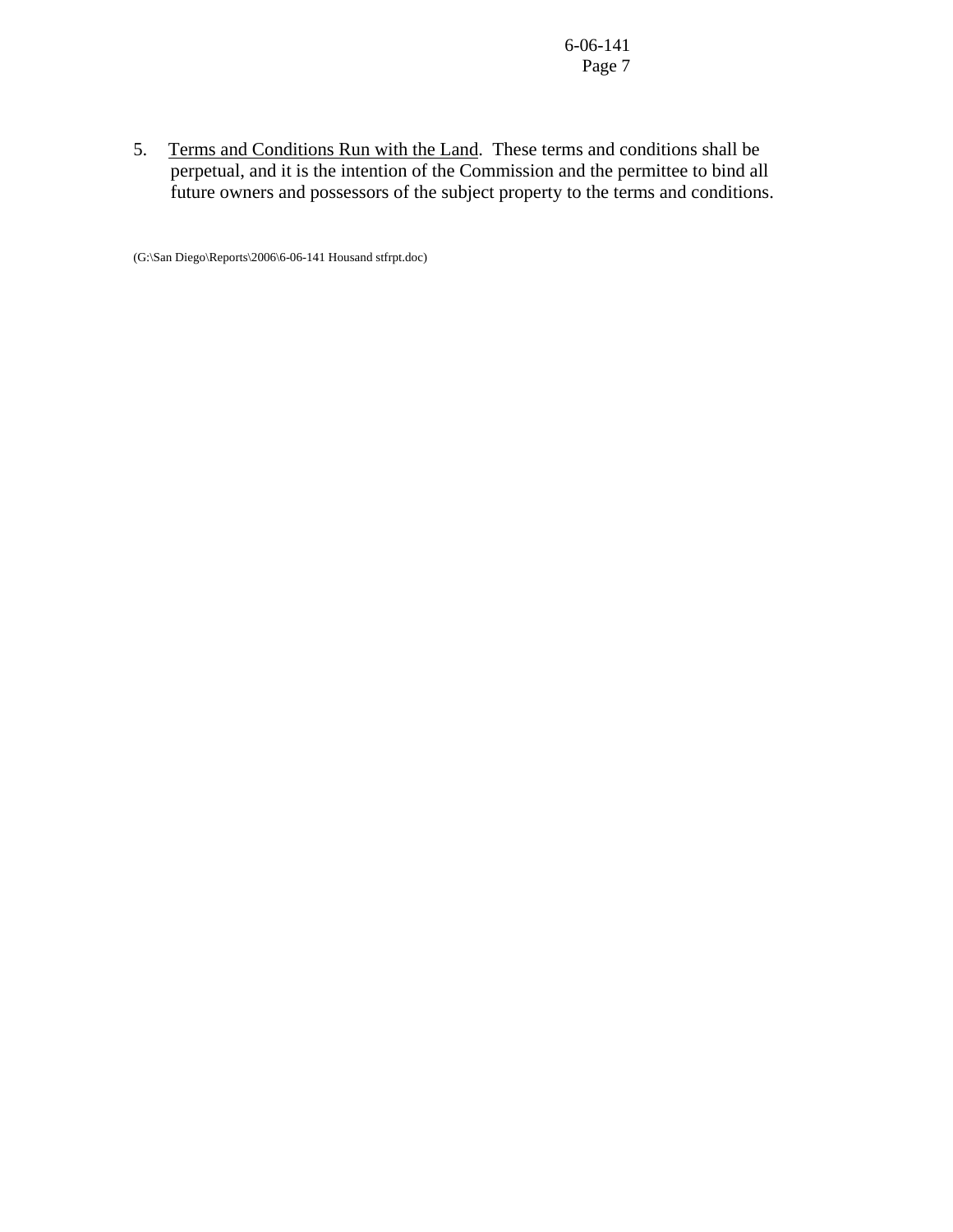5. <u>Terms and Conditions Run with the Land</u>. These terms and conditions shall be perpetual, and it is the intention of the Commission and the permittee to bind all future owners and possessors of the subject property to the terms and conditions.

(G:\San Diego\Reports\2006\6-06-141 Housand stfrpt.doc)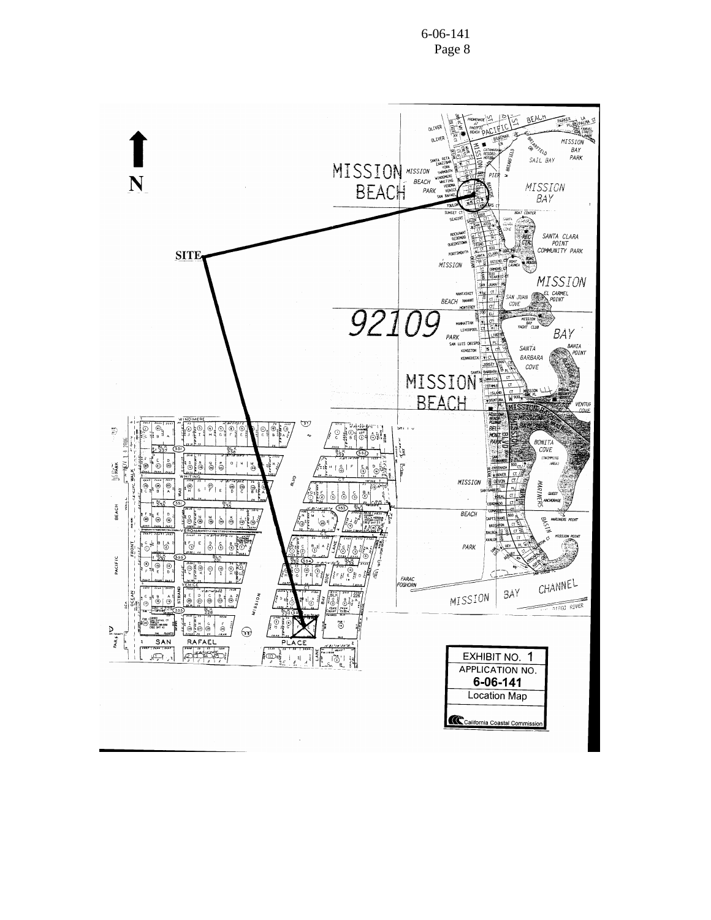EXHIBIT NO. 1

APPLICATION NO.

**6-06-141**

Location Map

California Coastal Commission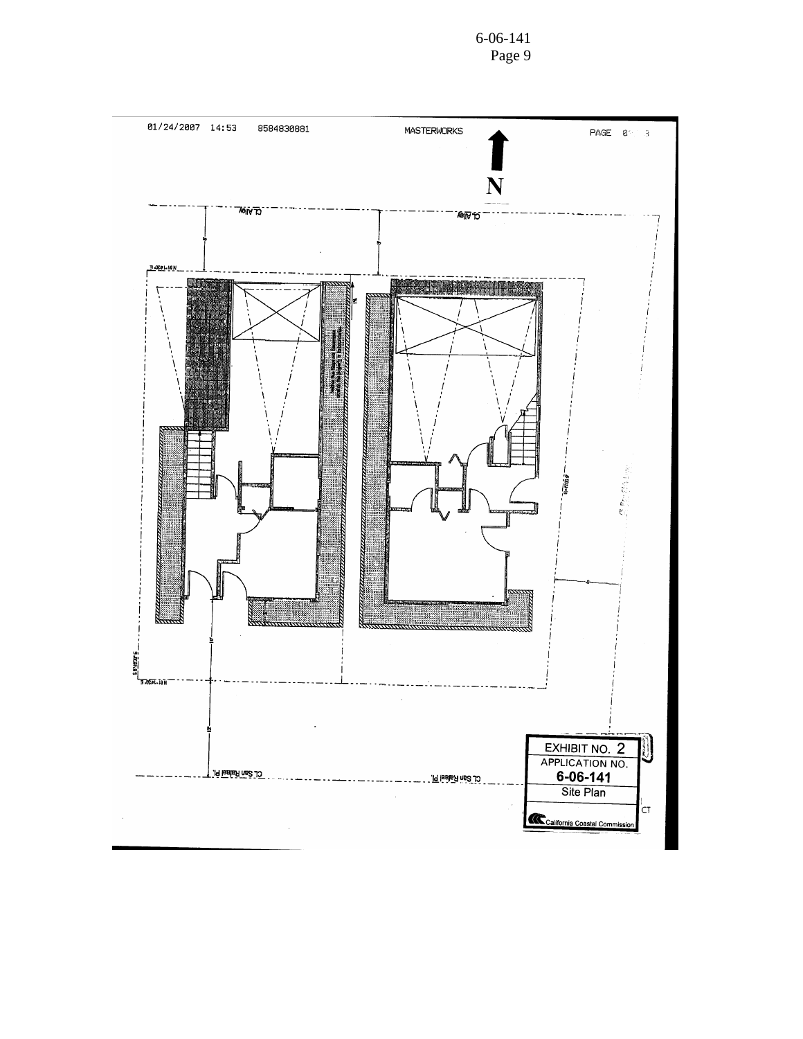01/24/2007 14:53 8584830881 MASTERWORKS PAGE 0 3

N

CL Alley

CL Alley

CL San Rafael Pl.

CL San Rafael Pl.

EXHIBIT NO. 2
APPLICATION NO.
**6-06-141**
Site Plan

California Coastal Commission